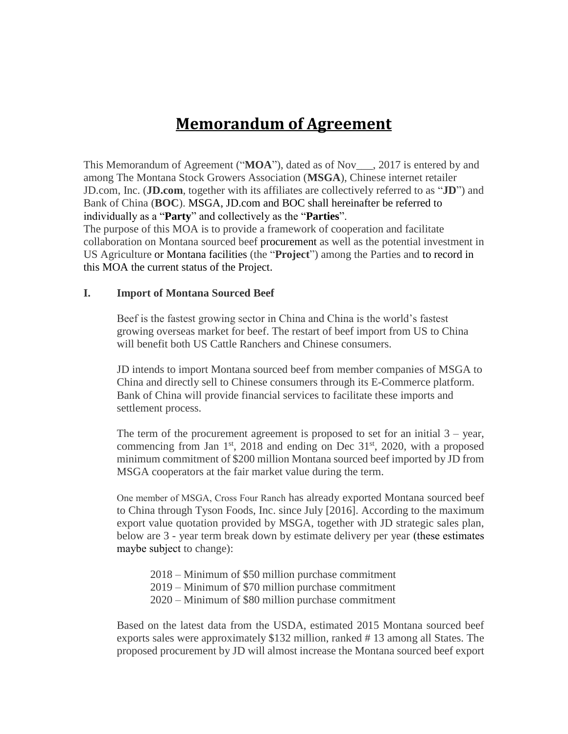# Memorandum of Agreement

This Memorandum of Agreement ("**MOA**"), dated as of Nov___, 2017 is entered by and among The Montana Stock Growers Association (**MSGA**), Chinese internet retailer JD.com, Inc. (**JD.com**, together with its affiliates are collectively referred to as "**JD**") and Bank of China (**BOC**). MSGA, JD.com and BOC shall hereinafter be referred to individually as a "**Party**" and collectively as the "**Parties**".

The purpose of this MOA is to provide a framework of cooperation and facilitate collaboration on Montana sourced beef procurement as well as the potential investment in US Agriculture or Montana facilities (the "**Project**") among the Parties and to record in this MOA the current status of the Project.

**I. Import of Montana Sourced Beef**

Beef is the fastest growing sector in China and China is the world's fastest growing overseas market for beef. The restart of beef import from US to China will benefit both US Cattle Ranchers and Chinese consumers.

JD intends to import Montana sourced beef from member companies of MSGA to China and directly sell to Chinese consumers through its E-Commerce platform. Bank of China will provide financial services to facilitate these imports and settlement process.

The term of the procurement agreement is proposed to set for an initial 3 – year, commencing from Jan 1st, 2018 and ending on Dec 31st, 2020, with a proposed minimum commitment of $200 million Montana sourced beef imported by JD from MSGA cooperators at the fair market value during the term.

One member of MSGA, Cross Four Ranch has already exported Montana sourced beef to China through Tyson Foods, Inc. since July [2016]. According to the maximum export value quotation provided by MSGA, together with JD strategic sales plan, below are 3 - year term break down by estimate delivery per year (these estimates maybe subject to change):

2018 – Minimum of $50 million purchase commitment
2019 – Minimum of $70 million purchase commitment
2020 – Minimum of $80 million purchase commitment

Based on the latest data from the USDA, estimated 2015 Montana sourced beef exports sales were approximately $132 million, ranked # 13 among all States. The proposed procurement by JD will almost increase the Montana sourced beef export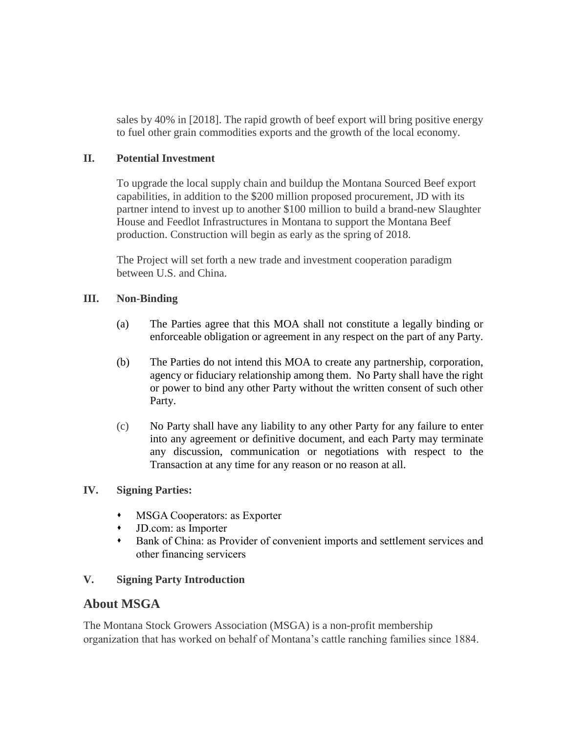sales by 40% in [2018]. The rapid growth of beef export will bring positive energy to fuel other grain commodities exports and the growth of the local economy.

**II. Potential Investment**

To upgrade the local supply chain and buildup the Montana Sourced Beef export capabilities, in addition to the $200 million proposed procurement, JD with its partner intend to invest up to another $100 million to build a brand-new Slaughter House and Feedlot Infrastructures in Montana to support the Montana Beef production. Construction will begin as early as the spring of 2018.

The Project will set forth a new trade and investment cooperation paradigm between U.S. and China.

**III. Non-Binding**

(a) The Parties agree that this MOA shall not constitute a legally binding or enforceable obligation or agreement in any respect on the part of any Party.

(b) The Parties do not intend this MOA to create any partnership, corporation, agency or fiduciary relationship among them. No Party shall have the right or power to bind any other Party without the written consent of such other Party.

(c) No Party shall have any liability to any other Party for any failure to enter into any agreement or definitive document, and each Party may terminate any discussion, communication or negotiations with respect to the Transaction at any time for any reason or no reason at all.

**IV. Signing Parties:**

- MSGA Cooperators: as Exporter
- JD.com: as Importer
- Bank of China: as Provider of convenient imports and settlement services and other financing servicers

**V. Signing Party Introduction**

## About MSGA

The Montana Stock Growers Association (MSGA) is a non-profit membership organization that has worked on behalf of Montana's cattle ranching families since 1884.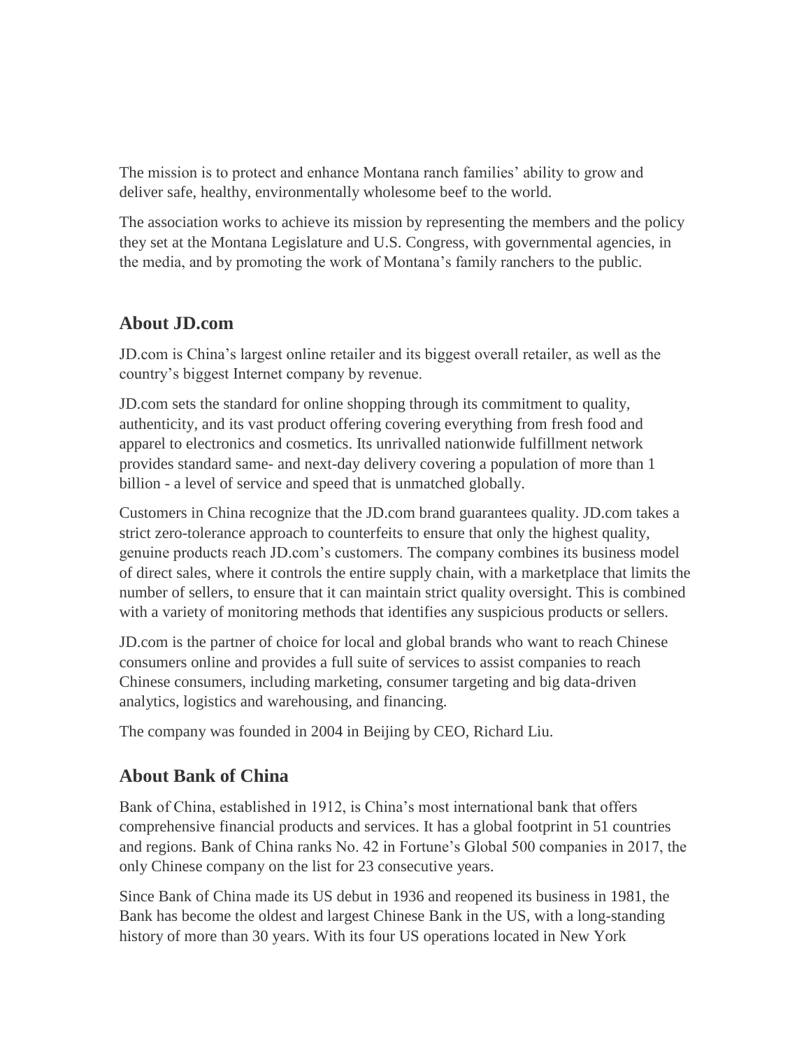The mission is to protect and enhance Montana ranch families' ability to grow and deliver safe, healthy, environmentally wholesome beef to the world.

The association works to achieve its mission by representing the members and the policy they set at the Montana Legislature and U.S. Congress, with governmental agencies, in the media, and by promoting the work of Montana's family ranchers to the public.

## About JD.com

JD.com is China's largest online retailer and its biggest overall retailer, as well as the country's biggest Internet company by revenue.

JD.com sets the standard for online shopping through its commitment to quality, authenticity, and its vast product offering covering everything from fresh food and apparel to electronics and cosmetics. Its unrivalled nationwide fulfillment network provides standard same- and next-day delivery covering a population of more than 1 billion - a level of service and speed that is unmatched globally.

Customers in China recognize that the JD.com brand guarantees quality. JD.com takes a strict zero-tolerance approach to counterfeits to ensure that only the highest quality, genuine products reach JD.com's customers. The company combines its business model of direct sales, where it controls the entire supply chain, with a marketplace that limits the number of sellers, to ensure that it can maintain strict quality oversight. This is combined with a variety of monitoring methods that identifies any suspicious products or sellers.

JD.com is the partner of choice for local and global brands who want to reach Chinese consumers online and provides a full suite of services to assist companies to reach Chinese consumers, including marketing, consumer targeting and big data-driven analytics, logistics and warehousing, and financing.

The company was founded in 2004 in Beijing by CEO, Richard Liu.

## About Bank of China

Bank of China, established in 1912, is China's most international bank that offers comprehensive financial products and services. It has a global footprint in 51 countries and regions. Bank of China ranks No. 42 in Fortune's Global 500 companies in 2017, the only Chinese company on the list for 23 consecutive years.

Since Bank of China made its US debut in 1936 and reopened its business in 1981, the Bank has become the oldest and largest Chinese Bank in the US, with a long-standing history of more than 30 years. With its four US operations located in New York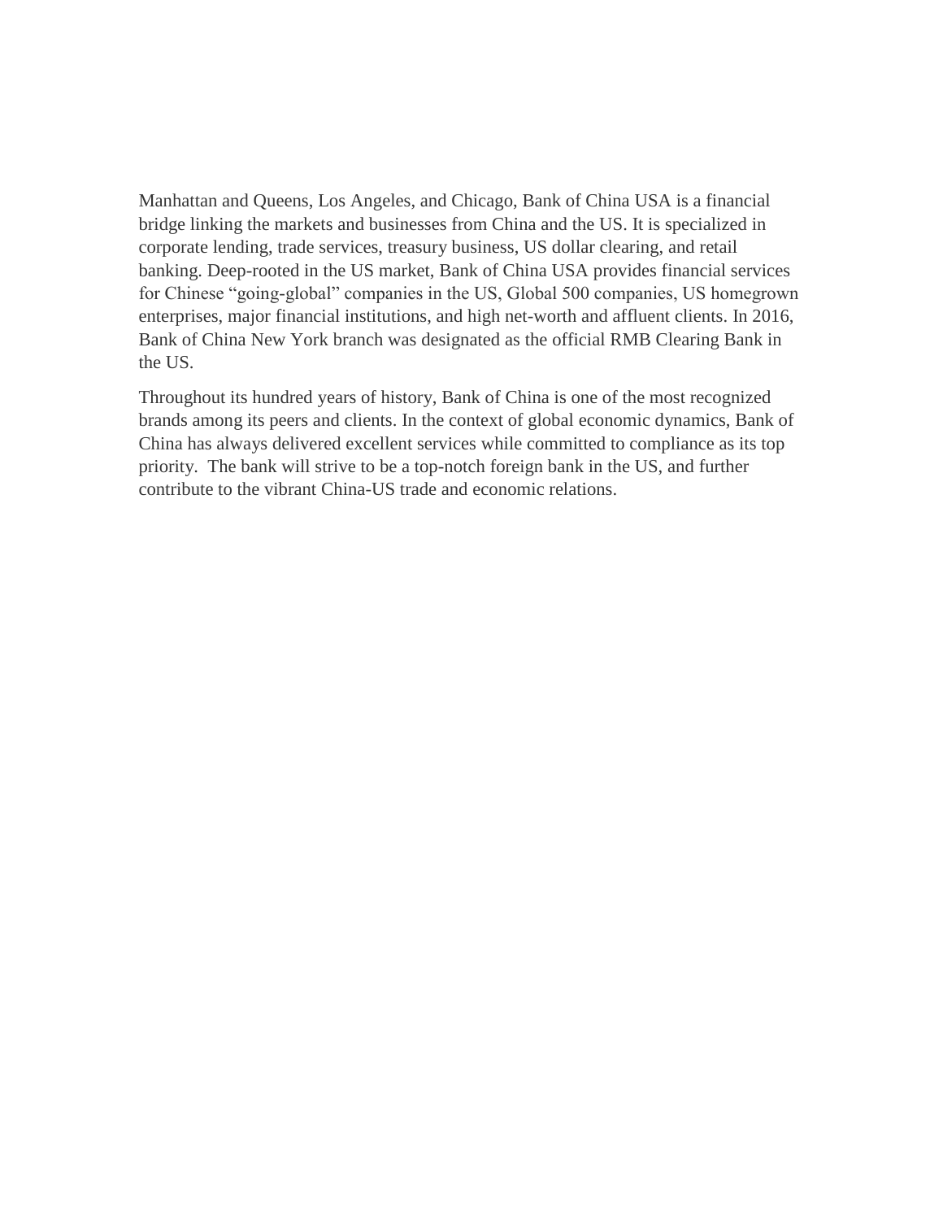Manhattan and Queens, Los Angeles, and Chicago, Bank of China USA is a financial bridge linking the markets and businesses from China and the US. It is specialized in corporate lending, trade services, treasury business, US dollar clearing, and retail banking. Deep-rooted in the US market, Bank of China USA provides financial services for Chinese "going-global" companies in the US, Global 500 companies, US homegrown enterprises, major financial institutions, and high net-worth and affluent clients. In 2016, Bank of China New York branch was designated as the official RMB Clearing Bank in the US.

Throughout its hundred years of history, Bank of China is one of the most recognized brands among its peers and clients. In the context of global economic dynamics, Bank of China has always delivered excellent services while committed to compliance as its top priority. The bank will strive to be a top-notch foreign bank in the US, and further contribute to the vibrant China-US trade and economic relations.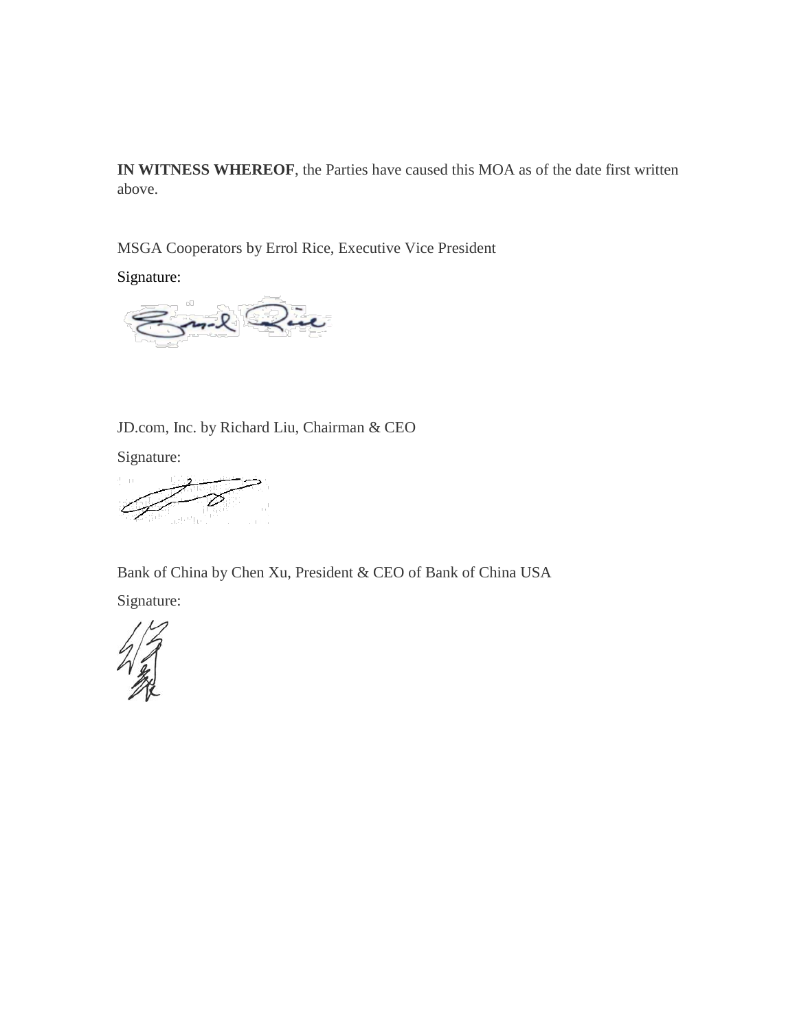**IN WITNESS WHEREOF**, the Parties have caused this MOA as of the date first written above.

MSGA Cooperators by Errol Rice, Executive Vice President

Signature:

JD.com, Inc. by Richard Liu, Chairman & CEO

Signature:

Bank of China by Chen Xu, President & CEO of Bank of China USA

Signature: